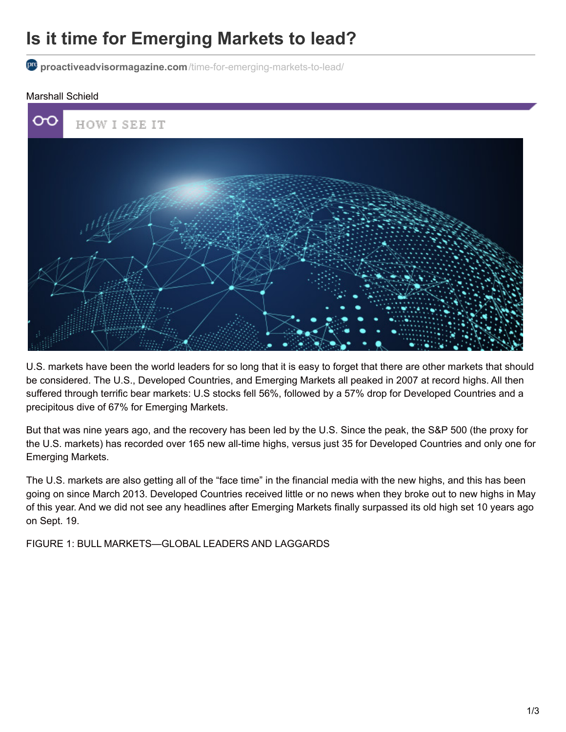# Is it time for Emerging Markets to lead?

proactiveadvisormagazine.com/time-for-emerging-markets-to-lead/

Marshall Schield

HOW I SEE IT

U.S. markets have been the world leaders for so long that it is easy to forget that there are other markets that should be considered. The U.S., Developed Countries, and Emerging Markets all peaked in 2007 at record highs. All then suffered through terrific bear markets: U.S stocks fell 56%, followed by a 57% drop for Developed Countries and a precipitous dive of 67% for Emerging Markets.

But that was nine years ago, and the recovery has been led by the U.S. Since the peak, the S&P 500 (the proxy for the U.S. markets) has recorded over 165 new all-time highs, versus just 35 for Developed Countries and only one for Emerging Markets.

The U.S. markets are also getting all of the "face time" in the financial media with the new highs, and this has been going on since March 2013. Developed Countries received little or no news when they broke out to new highs in May of this year. And we did not see any headlines after Emerging Markets finally surpassed its old high set 10 years ago on Sept. 19.

FIGURE 1: BULL MARKETS—GLOBAL LEADERS AND LAGGARDS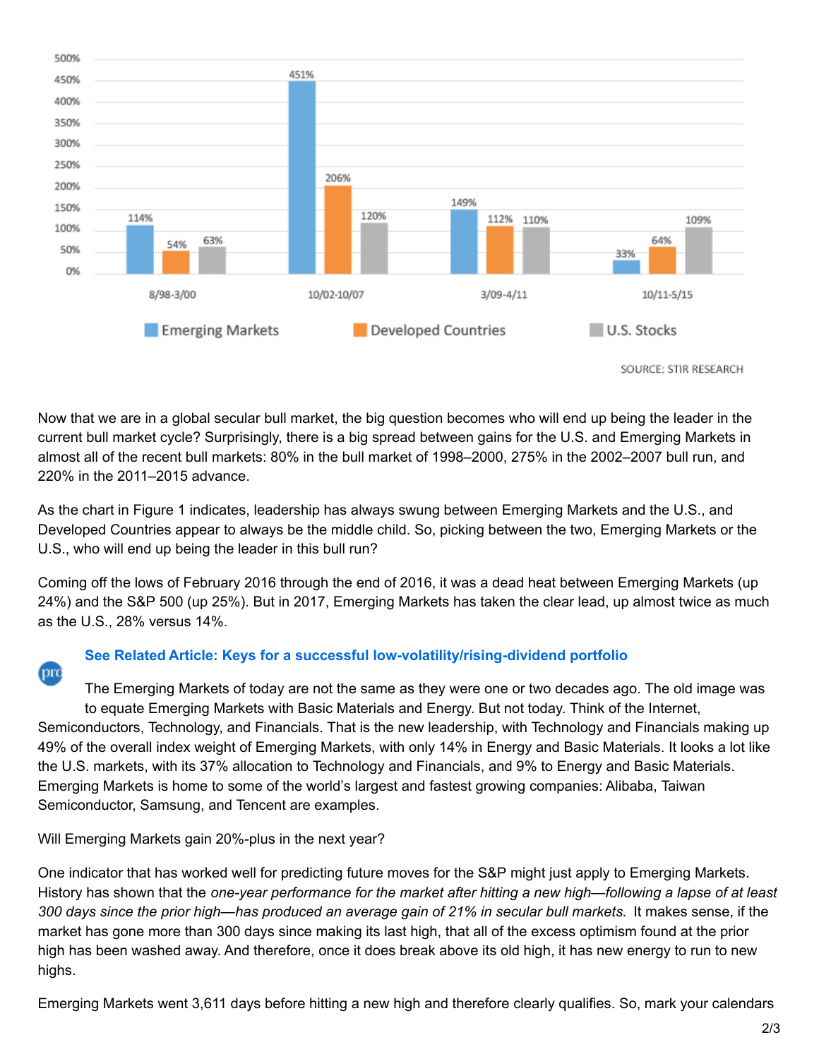| Period | Emerging Markets | Developed Countries | U.S. Stocks |
|---|---|---|---|
| 8/98-3/00 | 114% | 54% | 63% |
| 10/02-10/07 | 451% | 206% | 120% |
| 3/09-4/11 | 149% | 112% | 110% |
| 10/11-5/15 | 33% | 64% | 109% |

SOURCE: STIR RESEARCH

Now that we are in a global secular bull market, the big question becomes who will end up being the leader in the current bull market cycle? Surprisingly, there is a big spread between gains for the U.S. and Emerging Markets in almost all of the recent bull markets: 80% in the bull market of 1998–2000, 275% in the 2002–2007 bull run, and 220% in the 2011–2015 advance.

As the chart in Figure 1 indicates, leadership has always swung between Emerging Markets and the U.S., and Developed Countries appear to always be the middle child. So, picking between the two, Emerging Markets or the U.S., who will end up being the leader in this bull run?

Coming off the lows of February 2016 through the end of 2016, it was a dead heat between Emerging Markets (up 24%) and the S&P 500 (up 25%). But in 2017, Emerging Markets has taken the clear lead, up almost twice as much as the U.S., 28% versus 14%.

**See Related Article: Keys for a successful low-volatility/rising-dividend portfolio**

The Emerging Markets of today are not the same as they were one or two decades ago. The old image was to equate Emerging Markets with Basic Materials and Energy. But not today. Think of the Internet, Semiconductors, Technology, and Financials. That is the new leadership, with Technology and Financials making up 49% of the overall index weight of Emerging Markets, with only 14% in Energy and Basic Materials. It looks a lot like the U.S. markets, with its 37% allocation to Technology and Financials, and 9% to Energy and Basic Materials. Emerging Markets is home to some of the world's largest and fastest growing companies: Alibaba, Taiwan Semiconductor, Samsung, and Tencent are examples.

Will Emerging Markets gain 20%-plus in the next year?

One indicator that has worked well for predicting future moves for the S&P might just apply to Emerging Markets. History has shown that the *one-year performance for the market after hitting a new high—following a lapse of at least 300 days since the prior high—has produced an average gain of 21% in secular bull markets.* It makes sense, if the market has gone more than 300 days since making its last high, that all of the excess optimism found at the prior high has been washed away. And therefore, once it does break above its old high, it has new energy to run to new highs.

Emerging Markets went 3,611 days before hitting a new high and therefore clearly qualifies. So, mark your calendars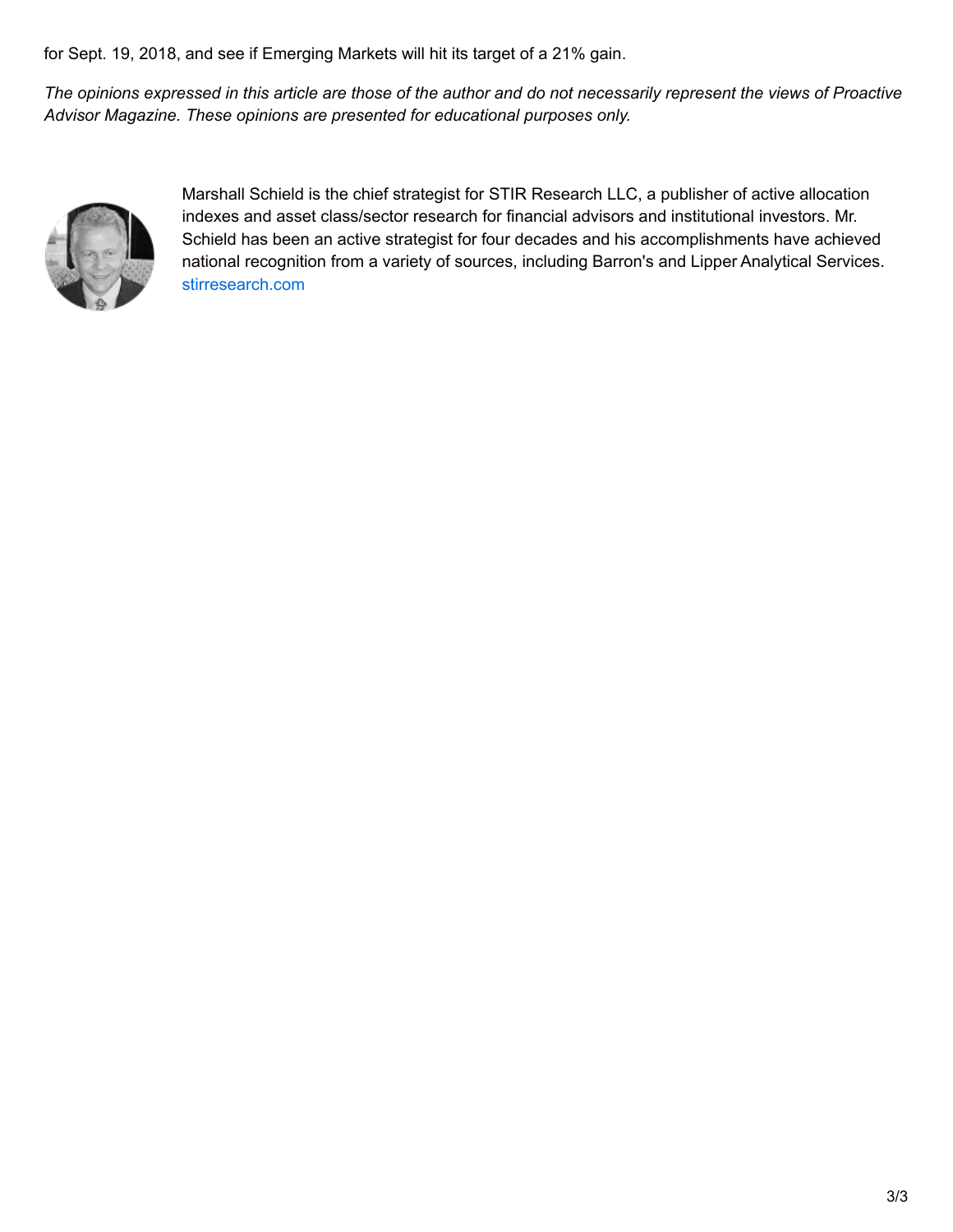for Sept. 19, 2018, and see if Emerging Markets will hit its target of a 21% gain.

*The opinions expressed in this article are those of the author and do not necessarily represent the views of Proactive Advisor Magazine. These opinions are presented for educational purposes only.*

Marshall Schield is the chief strategist for STIR Research LLC, a publisher of active allocation indexes and asset class/sector research for financial advisors and institutional investors. Mr. Schield has been an active strategist for four decades and his accomplishments have achieved national recognition from a variety of sources, including Barron's and Lipper Analytical Services. stirresearch.com